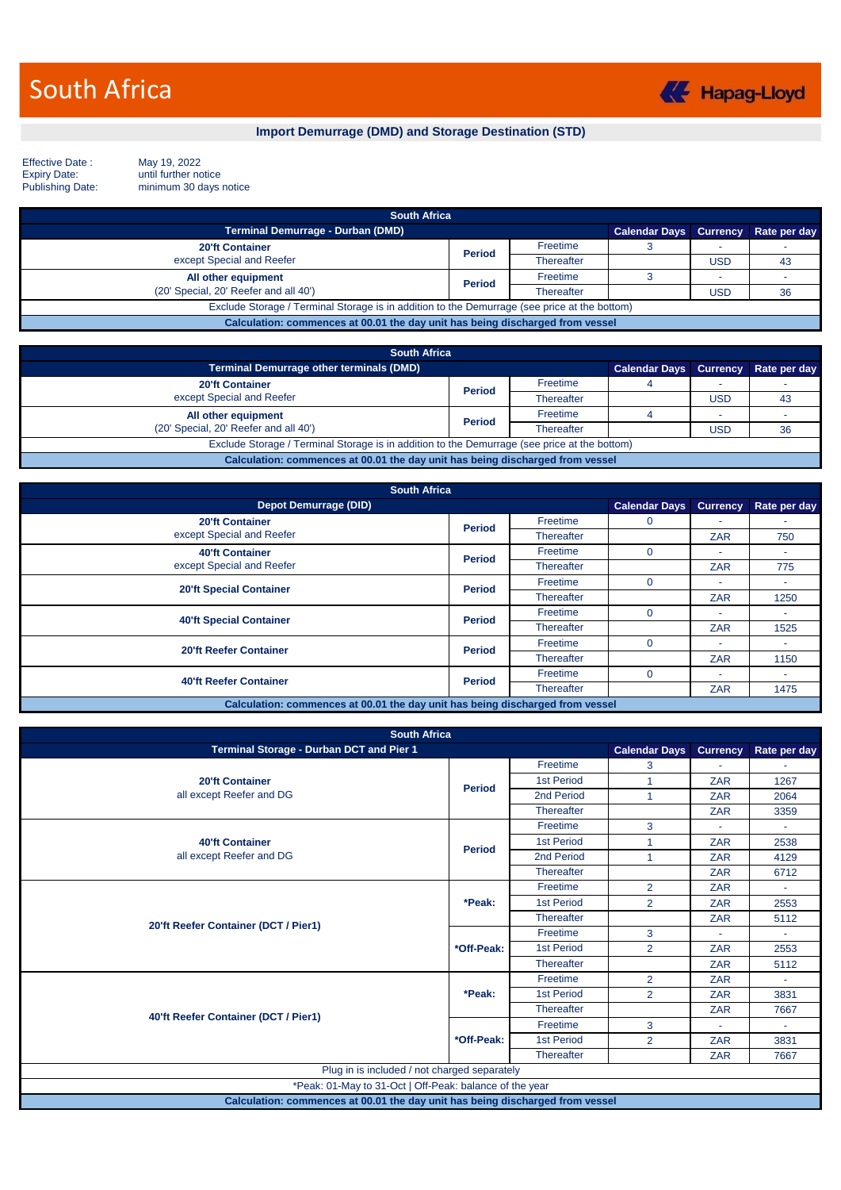# South Africa

Hapag-Lloyd

## Import Demurrage (DMD) and Storage Destination (STD)

Effective Date : May 19, 2022
Expiry Date: until further notice
Publishing Date: minimum 30 days notice

| South Africa | | | | | |
|---|---|---|---|---|---|
| **Terminal Demurrage - Durban (DMD)** | | | **Calendar Days** | **Currency** | **Rate per day** |
| **20'ft Container** except Special and Reefer | **Period** | Freetime | 3 | - | - |
| | | Thereafter | | USD | 43 |
| **All other equipment** (20' Special, 20' Reefer and all 40') | **Period** | Freetime | 3 | - | - |
| | | Thereafter | | USD | 36 |
| Exclude Storage / Terminal Storage is in addition to the Demurrage (see price at the bottom) | | | | | |
| **Calculation: commences at 00.01 the day unit has being discharged from vessel** | | | | | |

| South Africa | | | | | |
|---|---|---|---|---|---|
| **Terminal Demurrage other terminals (DMD)** | | | **Calendar Days** | **Currency** | **Rate per day** |
| **20'ft Container** except Special and Reefer | **Period** | Freetime | 4 | - | - |
| | | Thereafter | | USD | 43 |
| **All other equipment** (20' Special, 20' Reefer and all 40') | **Period** | Freetime | 4 | - | - |
| | | Thereafter | | USD | 36 |
| Exclude Storage / Terminal Storage is in addition to the Demurrage (see price at the bottom) | | | | | |
| **Calculation: commences at 00.01 the day unit has being discharged from vessel** | | | | | |

| South Africa | | | | | |
|---|---|---|---|---|---|
| **Depot Demurrage (DID)** | | | **Calendar Days** | **Currency** | **Rate per day** |
| **20'ft Container** except Special and Reefer | **Period** | Freetime | 0 | - | - |
| | | Thereafter | | ZAR | 750 |
| **40'ft Container** except Special and Reefer | **Period** | Freetime | 0 | - | - |
| | | Thereafter | | ZAR | 775 |
| **20'ft Special Container** | **Period** | Freetime | 0 | - | - |
| | | Thereafter | | ZAR | 1250 |
| **40'ft Special Container** | **Period** | Freetime | 0 | - | - |
| | | Thereafter | | ZAR | 1525 |
| **20'ft Reefer Container** | **Period** | Freetime | 0 | - | - |
| | | Thereafter | | ZAR | 1150 |
| **40'ft Reefer Container** | **Period** | Freetime | 0 | - | - |
| | | Thereafter | | ZAR | 1475 |
| **Calculation: commences at 00.01 the day unit has being discharged from vessel** | | | | | |

| South Africa | | | | | |
|---|---|---|---|---|---|
| **Terminal Storage - Durban DCT and Pier 1** | | | **Calendar Days** | **Currency** | **Rate per day** |
| **20'ft Container** all except Reefer and DG | **Period** | Freetime | 3 | - | - |
| | | 1st Period | 1 | ZAR | 1267 |
| | | 2nd Period | 1 | ZAR | 2064 |
| | | Thereafter | | ZAR | 3359 |
| **40'ft Container** all except Reefer and DG | **Period** | Freetime | 3 | - | - |
| | | 1st Period | 1 | ZAR | 2538 |
| | | 2nd Period | 1 | ZAR | 4129 |
| | | Thereafter | | ZAR | 6712 |
| **20'ft Reefer Container (DCT / Pier1)** | **\*Peak:** | Freetime | 2 | ZAR | - |
| | | 1st Period | 2 | ZAR | 2553 |
| | | Thereafter | | ZAR | 5112 |
| | **\*Off-Peak:** | Freetime | 3 | - | - |
| | | 1st Period | 2 | ZAR | 2553 |
| | | Thereafter | | ZAR | 5112 |
| **40'ft Reefer Container (DCT / Pier1)** | **\*Peak:** | Freetime | 2 | ZAR | - |
| | | 1st Period | 2 | ZAR | 3831 |
| | | Thereafter | | ZAR | 7667 |
| | **\*Off-Peak:** | Freetime | 3 | - | - |
| | | 1st Period | 2 | ZAR | 3831 |
| | | Thereafter | | ZAR | 7667 |
| Plug in is included / not charged separately | | | | | |
| *Peak: 01-May to 31-Oct \| Off-Peak: balance of the year | | | | | |
| **Calculation: commences at 00.01 the day unit has being discharged from vessel** | | | | | |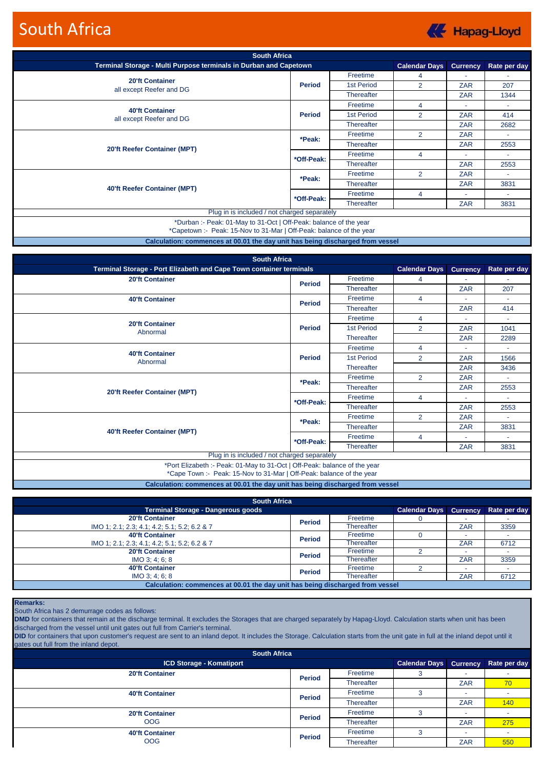# South Africa

| South Africa | | | | | |
|---|---|---|---|---|---|
| **Terminal Storage - Multi Purpose terminals in Durban and Capetown** | | | **Calendar Days** | **Currency** | **Rate per day** |
| **20'ft Container** all except Reefer and DG | **Period** | Freetime | 4 | - | - |
| | | 1st Period | 2 | ZAR | 207 |
| | | Thereafter | | ZAR | 1344 |
| **40'ft Container** all except Reefer and DG | **Period** | Freetime | 4 | - | - |
| | | 1st Period | 2 | ZAR | 414 |
| | | Thereafter | | ZAR | 2682 |
| **20'ft Reefer Container (MPT)** | ***Peak:** | Freetime | 2 | ZAR | - |
| | | Thereafter | | ZAR | 2553 |
| | ***Off-Peak:** | Freetime | 4 | - | - |
| | | Thereafter | | ZAR | 2553 |
| **40'ft Reefer Container (MPT)** | ***Peak:** | Freetime | 2 | ZAR | - |
| | | Thereafter | | ZAR | 3831 |
| | ***Off-Peak:** | Freetime | 4 | - | - |
| | | Thereafter | | ZAR | 3831 |
| Plug in is included / not charged separately | | | | | |
| *Durban :- Peak: 01-May to 31-Oct \| Off-Peak: balance of the year<br>*Capetown :- Peak: 15-Nov to 31-Mar \| Off-Peak: balance of the year | | | | | |
| **Calculation: commences at 00.01 the day unit has being discharged from vessel** | | | | | |

| South Africa | | | | | |
|---|---|---|---|---|---|
| **Terminal Storage - Port Elizabeth and Cape Town container terminals** | | | **Calendar Days** | **Currency** | **Rate per day** |
| **20'ft Container** | **Period** | Freetime | 4 | - | - |
| | | Thereafter | | ZAR | 207 |
| **40'ft Container** | **Period** | Freetime | 4 | - | - |
| | | Thereafter | | ZAR | 414 |
| **20'ft Container** Abnormal | **Period** | Freetime | 4 | - | - |
| | | 1st Period | 2 | ZAR | 1041 |
| | | Thereafter | | ZAR | 2289 |
| **40'ft Container** Abnormal | **Period** | Freetime | 4 | - | - |
| | | 1st Period | 2 | ZAR | 1566 |
| | | Thereafter | | ZAR | 3436 |
| **20'ft Reefer Container (MPT)** | ***Peak:** | Freetime | 2 | ZAR | - |
| | | Thereafter | | ZAR | 2553 |
| | ***Off-Peak:** | Freetime | 4 | - | - |
| | | Thereafter | | ZAR | 2553 |
| **40'ft Reefer Container (MPT)** | ***Peak:** | Freetime | 2 | ZAR | - |
| | | Thereafter | | ZAR | 3831 |
| | ***Off-Peak:** | Freetime | 4 | - | - |
| | | Thereafter | | ZAR | 3831 |
| Plug in is included / not charged separately | | | | | |
| *Port Elizabeth :- Peak: 01-May to 31-Oct \| Off-Peak: balance of the year<br>*Cape Town :- Peak: 15-Nov to 31-Mar \| Off-Peak: balance of the year | | | | | |
| **Calculation: commences at 00.01 the day unit has being discharged from vessel** | | | | | |

| South Africa | | | | | |
|---|---|---|---|---|---|
| **Terminal Storage - Dangerous goods** | | | **Calendar Days** | **Currency** | **Rate per day** |
| **20'ft Container** IMO 1; 2.1; 2.3; 4.1; 4.2; 5.1; 5.2; 6.2 & 7 | **Period** | Freetime | 0 | - | - |
| | | Thereafter | | ZAR | 3359 |
| **40'ft Container** IMO 1; 2.1; 2.3; 4.1; 4.2; 5.1; 5.2; 6.2 & 7 | **Period** | Freetime | 0 | - | - |
| | | Thereafter | | ZAR | 6712 |
| **20'ft Container** IMO 3; 4; 6; 8 | **Period** | Freetime | 2 | - | - |
| | | Thereafter | | ZAR | 3359 |
| **40'ft Container** IMO 3; 4; 6; 8 | **Period** | Freetime | 2 | - | - |
| | | Thereafter | | ZAR | 6712 |
| **Calculation: commences at 00.01 the day unit has being discharged from vessel** | | | | | |

**Remarks:**
South Africa has 2 demurrage codes as follows:
**DMD** for containers that remain at the discharge terminal. It excludes the Storages that are charged separately by Hapag-Lloyd. Calculation starts when unit has been discharged from the vessel until unit gates out full from Carrier's terminal.
**DID** for containers that upon customer's request are sent to an inland depot. It includes the Storage. Calculation starts from the unit gate in full at the inland depot until it gates out full from the inland depot.

| South Africa | | | | | |
|---|---|---|---|---|---|
| **ICD Storage - Komatiport** | | | **Calendar Days** | **Currency** | **Rate per day** |
| **20'ft Container** | **Period** | Freetime | 3 | - | - |
| | | Thereafter | | ZAR | 70 |
| **40'ft Container** | **Period** | Freetime | 3 | - | - |
| | | Thereafter | | ZAR | 140 |
| **20'ft Container** OOG | **Period** | Freetime | 3 | - | - |
| | | Thereafter | | ZAR | 275 |
| **40'ft Container** OOG | **Period** | Freetime | 3 | - | - |
| | | Thereafter | | ZAR | 550 |